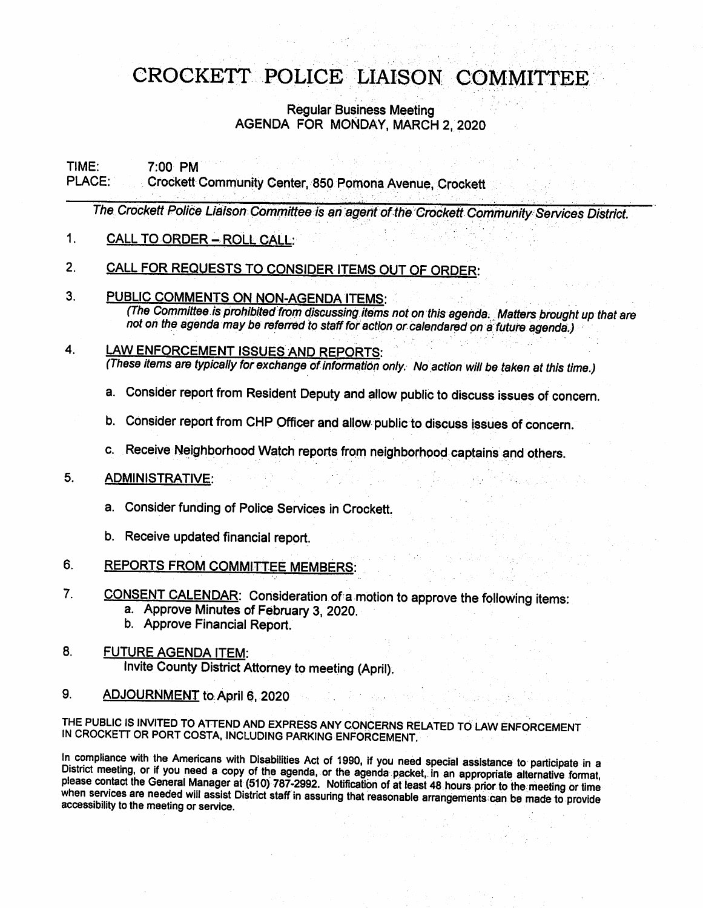# CROCKETT POLICE LIAISON COMMITTEE

Regular Business Meeting
AGENDA FOR MONDAY, MARCH 2, 2020

TIME: 7:00 PM
PLACE: Crockett Community Center, 850 Pomona Avenue, Crockett

---

*The Crockett Police Liaison Committee is an agent of the Crockett Community Services District.*

1. CALL TO ORDER – ROLL CALL:

2. CALL FOR REQUESTS TO CONSIDER ITEMS OUT OF ORDER:

3. PUBLIC COMMENTS ON NON-AGENDA ITEMS:
   *(The Committee is prohibited from discussing items not on this agenda. Matters brought up that are not on the agenda may be referred to staff for action or calendared on a future agenda.)*

4. LAW ENFORCEMENT ISSUES AND REPORTS:
   *(These items are typically for exchange of information only. No action will be taken at this time.)*

   a. Consider report from Resident Deputy and allow public to discuss issues of concern.

   b. Consider report from CHP Officer and allow public to discuss issues of concern.

   c. Receive Neighborhood Watch reports from neighborhood captains and others.

5. ADMINISTRATIVE:

   a. Consider funding of Police Services in Crockett.

   b. Receive updated financial report.

6. REPORTS FROM COMMITTEE MEMBERS:

7. CONSENT CALENDAR: Consideration of a motion to approve the following items:
   a. Approve Minutes of February 3, 2020.
   b. Approve Financial Report.

8. FUTURE AGENDA ITEM:
   Invite County District Attorney to meeting (April).

9. ADJOURNMENT to April 6, 2020

THE PUBLIC IS INVITED TO ATTEND AND EXPRESS ANY CONCERNS RELATED TO LAW ENFORCEMENT IN CROCKETT OR PORT COSTA, INCLUDING PARKING ENFORCEMENT.

In compliance with the Americans with Disabilities Act of 1990, if you need special assistance to participate in a District meeting, or if you need a copy of the agenda, or the agenda packet, in an appropriate alternative format, please contact the General Manager at (510) 787-2992. Notification of at least 48 hours prior to the meeting or time when services are needed will assist District staff in assuring that reasonable arrangements can be made to provide accessibility to the meeting or service.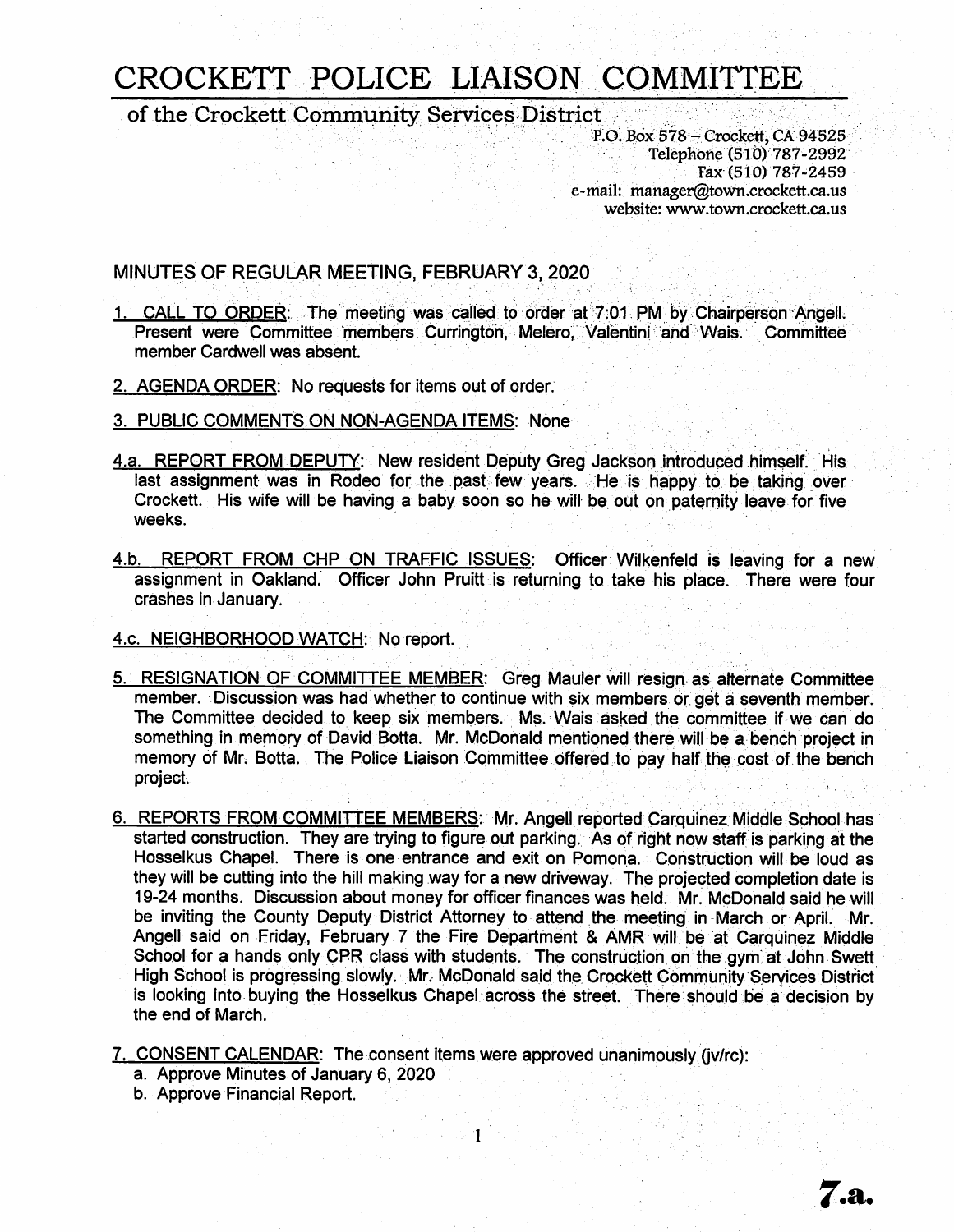# CROCKETT POLICE LIAISON COMMITTEE

of the Crockett Community Services District

P.O. Box 578 – Crockett, CA 94525
Telephone (510) 787-2992
Fax (510) 787-2459
e-mail: manager@town.crockett.ca.us
website: www.town.crockett.ca.us

MINUTES OF REGULAR MEETING, FEBRUARY 3, 2020

1. CALL TO ORDER: The meeting was called to order at 7:01 PM by Chairperson Angell. Present were Committee members Currington, Melero, Valentini and Wais. Committee member Cardwell was absent.

2. AGENDA ORDER: No requests for items out of order.

3. PUBLIC COMMENTS ON NON-AGENDA ITEMS: None

4.a. REPORT FROM DEPUTY: New resident Deputy Greg Jackson introduced himself. His last assignment was in Rodeo for the past few years. He is happy to be taking over Crockett. His wife will be having a baby soon so he will be out on paternity leave for five weeks.

4.b. REPORT FROM CHP ON TRAFFIC ISSUES: Officer Wilkenfeld is leaving for a new assignment in Oakland. Officer John Pruitt is returning to take his place. There were four crashes in January.

4.c. NEIGHBORHOOD WATCH: No report.

5. RESIGNATION OF COMMITTEE MEMBER: Greg Mauler will resign as alternate Committee member. Discussion was had whether to continue with six members or get a seventh member. The Committee decided to keep six members. Ms. Wais asked the committee if we can do something in memory of David Botta. Mr. McDonald mentioned there will be a bench project in memory of Mr. Botta. The Police Liaison Committee offered to pay half the cost of the bench project.

6. REPORTS FROM COMMITTEE MEMBERS: Mr. Angell reported Carquinez Middle School has started construction. They are trying to figure out parking. As of right now staff is parking at the Hosselkus Chapel. There is one entrance and exit on Pomona. Construction will be loud as they will be cutting into the hill making way for a new driveway. The projected completion date is 19-24 months. Discussion about money for officer finances was held. Mr. McDonald said he will be inviting the County Deputy District Attorney to attend the meeting in March or April. Mr. Angell said on Friday, February 7 the Fire Department & AMR will be at Carquinez Middle School for a hands only CPR class with students. The construction on the gym at John Swett High School is progressing slowly. Mr. McDonald said the Crockett Community Services District is looking into buying the Hosselkus Chapel across the street. There should be a decision by the end of March.

7. CONSENT CALENDAR: The consent items were approved unanimously (jv/rc):
   a. Approve Minutes of January 6, 2020
   b. Approve Financial Report.

7.a.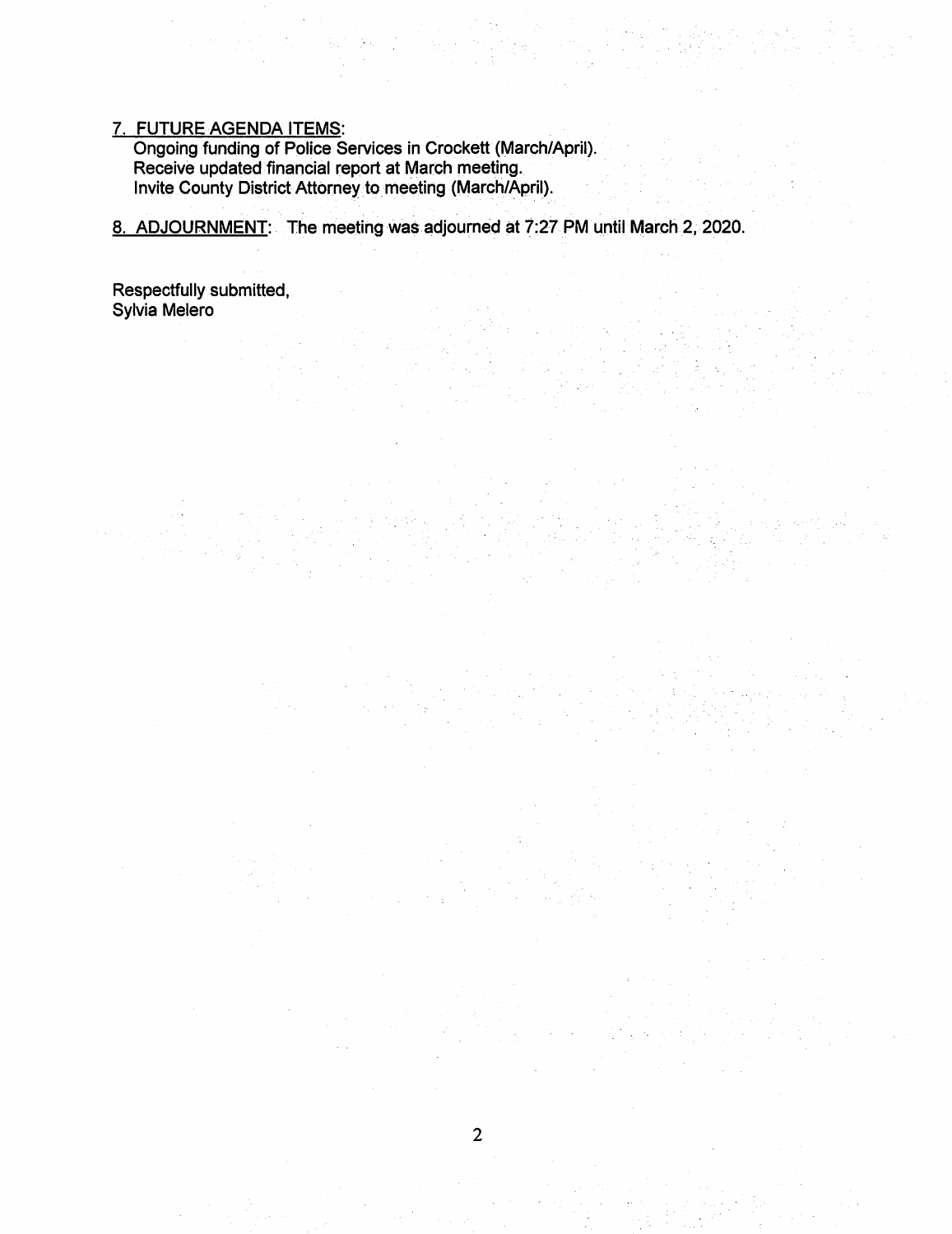## 7. FUTURE AGENDA ITEMS:

Ongoing funding of Police Services in Crockett (March/April).
Receive updated financial report at March meeting.
Invite County District Attorney to meeting (March/April).

## 8. ADJOURNMENT:

The meeting was adjourned at 7:27 PM until March 2, 2020.

Respectfully submitted,
Sylvia Melero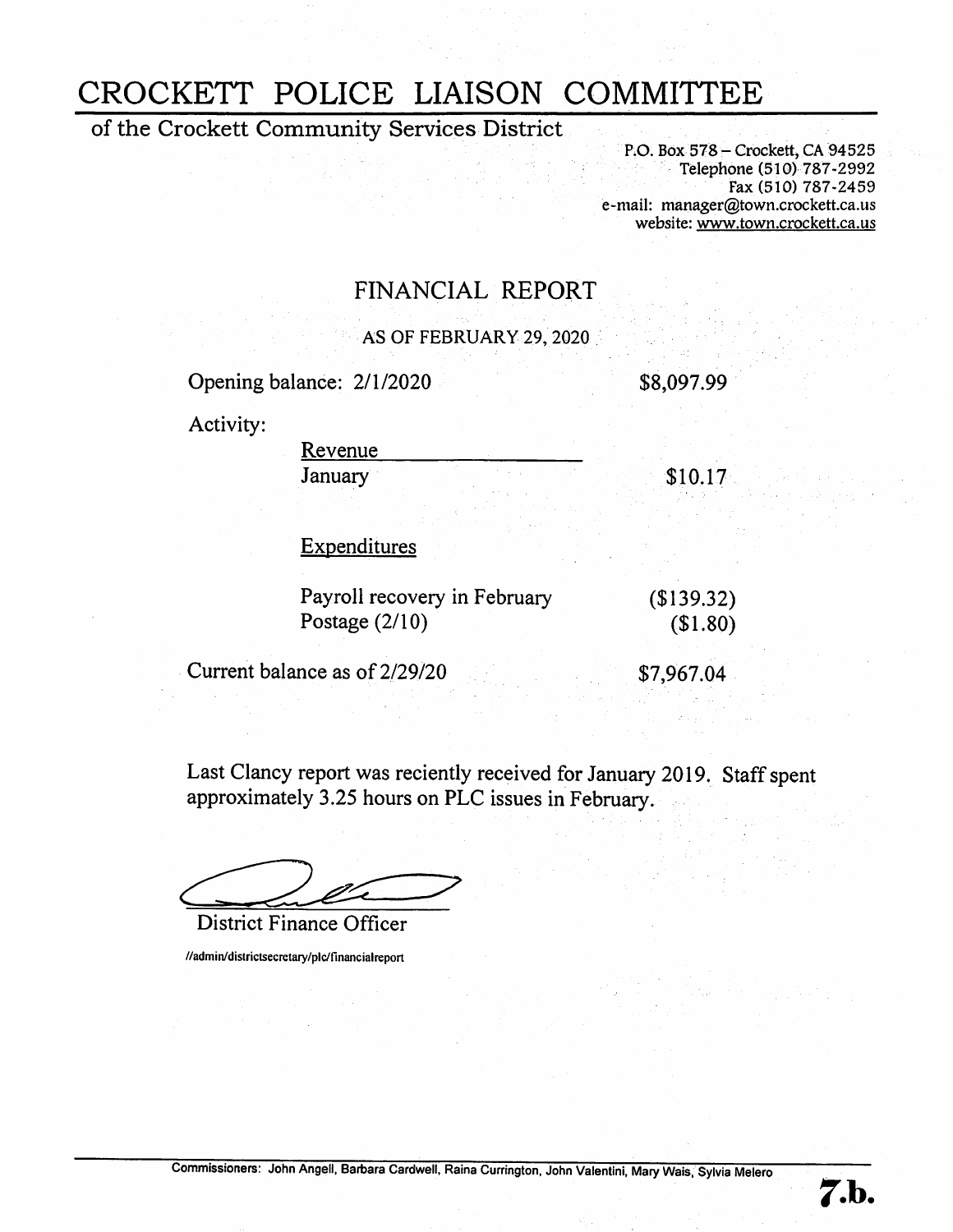# CROCKETT POLICE LIAISON COMMITTEE

## of the Crockett Community Services District

P.O. Box 578 – Crockett, CA 94525
Telephone (510) 787-2992
Fax (510) 787-2459
e-mail: manager@town.crockett.ca.us
website: www.town.crockett.ca.us

## FINANCIAL REPORT

AS OF FEBRUARY 29, 2020

| | |
|---|---|
| Opening balance: 2/1/2020 | $8,097.99 |
| Activity: | |
| Revenue | |
| January | $10.17 |
| Expenditures | |
| Payroll recovery in February | ($139.32) |
| Postage (2/10) | ($1.80) |
| Current balance as of 2/29/20 | $7,967.04 |

Last Clancy report was reciently received for January 2019. Staff spent approximately 3.25 hours on PLC issues in February.

District Finance Officer

//admin/districtsecretary/plc/financialreport

Commissioners: John Angell, Barbara Cardwell, Raina Currington, John Valentini, Mary Wais, Sylvia Melero

7.b.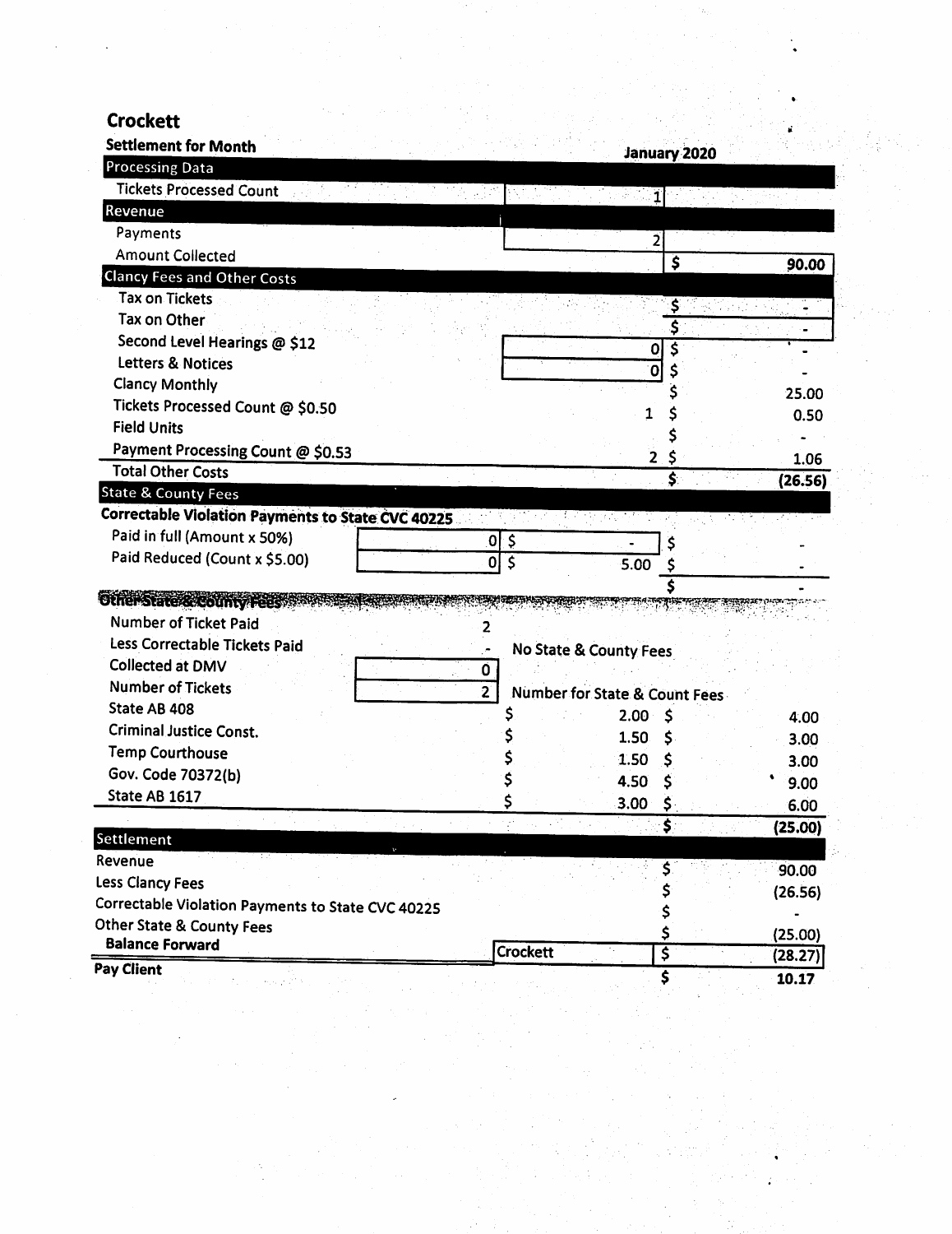## Crockett

**Settlement for Month** **January 2020**

| | | | | |
|---|---|---|---|---|
| **Processing Data** | | | | |
| Tickets Processed Count | | 1 | | |
| **Revenue** | | | | |
| Payments | | 2 | | |
| Amount Collected | | | $ | 90.00 |
| **Clancy Fees and Other Costs** | | | | |
| Tax on Tickets | | | $ | - |
| Tax on Other | | | $ | - |
| Second Level Hearings @ $12 | | 0 | $ | - |
| Letters & Notices | | 0 | $ | - |
| Clancy Monthly | | | $ | 25.00 |
| Tickets Processed Count @ $0.50 | | 1 | $ | 0.50 |
| Field Units | | | $ | - |
| Payment Processing Count @ $0.53 | | 2 | $ | 1.06 |
| Total Other Costs | | | $ | (26.56) |
| **State & County Fees** | | | | |
| **Correctable Violation Payments to State CVC 40225** | | | | |
| Paid in full (Amount x 50%) | 0 | $ - | $ | - |
| Paid Reduced (Count x $5.00) | 0 | $ 5.00 | $ | - |
| | | | $ | - |
| **Other State & County Fees** | | | | |
| Number of Ticket Paid | 2 | | | |
| Less Correctable Tickets Paid | - | No State & County Fees | | |
| Collected at DMV | 0 | | | |
| Number of Tickets | 2 | Number for State & Count Fees | | |
| State AB 408 | | $ 2.00 | $ | 4.00 |
| Criminal Justice Const. | | $ 1.50 | $ | 3.00 |
| Temp Courthouse | | $ 1.50 | $ | 3.00 |
| Gov. Code 70372(b) | | $ 4.50 | $ | 9.00 |
| State AB 1617 | | $ 3.00 | $ | 6.00 |
| | | | $ | (25.00) |
| **Settlement** | | | | |
| Revenue | | | $ | 90.00 |
| Less Clancy Fees | | | $ | (26.56) |
| Correctable Violation Payments to State CVC 40225 | | | $ | - |
| Other State & County Fees | | | $ | (25.00) |
| **Balance Forward** | | Crockett | $ | (28.27) |
| **Pay Client** | | | $ | 10.17 |